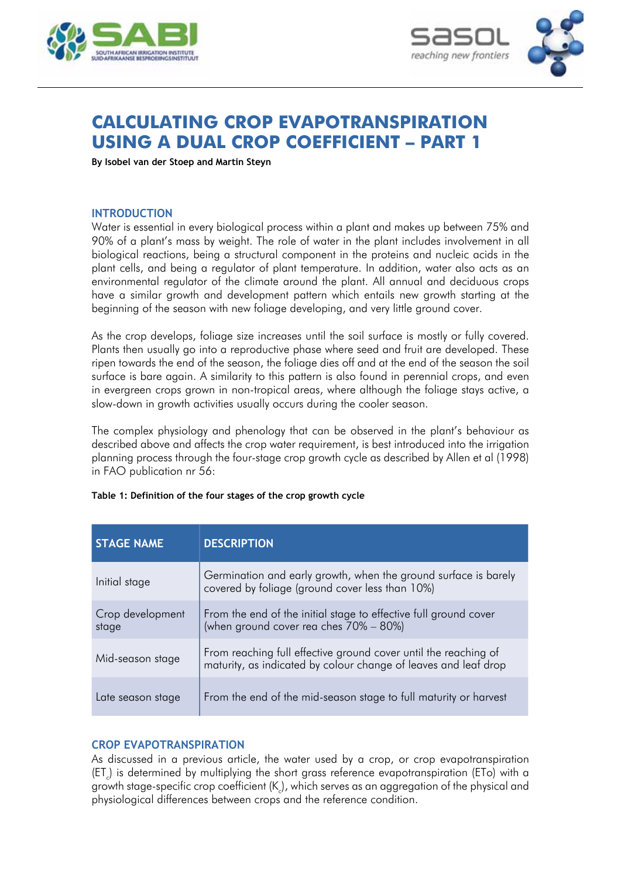# CALCULATING CROP EVAPOTRANSPIRATION USING A DUAL CROP COEFFICIENT – PART 1

**By Isobel van der Stoep and Martin Steyn**

## INTRODUCTION

Water is essential in every biological process within a plant and makes up between 75% and 90% of a plant's mass by weight. The role of water in the plant includes involvement in all biological reactions, being a structural component in the proteins and nucleic acids in the plant cells, and being a regulator of plant temperature. In addition, water also acts as an environmental regulator of the climate around the plant. All annual and deciduous crops have a similar growth and development pattern which entails new growth starting at the beginning of the season with new foliage developing, and very little ground cover.

As the crop develops, foliage size increases until the soil surface is mostly or fully covered. Plants then usually go into a reproductive phase where seed and fruit are developed. These ripen towards the end of the season, the foliage dies off and at the end of the season the soil surface is bare again. A similarity to this pattern is also found in perennial crops, and even in evergreen crops grown in non-tropical areas, where although the foliage stays active, a slow-down in growth activities usually occurs during the cooler season.

The complex physiology and phenology that can be observed in the plant's behaviour as described above and affects the crop water requirement, is best introduced into the irrigation planning process through the four-stage crop growth cycle as described by Allen et al (1998) in FAO publication nr 56:

**Table 1: Definition of the four stages of the crop growth cycle**

| STAGE NAME | DESCRIPTION |
|---|---|
| Initial stage | Germination and early growth, when the ground surface is barely covered by foliage (ground cover less than 10%) |
| Crop development stage | From the end of the initial stage to effective full ground cover (when ground cover rea ches 70% – 80%) |
| Mid-season stage | From reaching full effective ground cover until the reaching of maturity, as indicated by colour change of leaves and leaf drop |
| Late season stage | From the end of the mid-season stage to full maturity or harvest |

## CROP EVAPOTRANSPIRATION

As discussed in a previous article, the water used by a crop, or crop evapotranspiration ($ET_c$) is determined by multiplying the short grass reference evapotranspiration (ETo) with a growth stage-specific crop coefficient ($K_c$), which serves as an aggregation of the physical and physiological differences between crops and the reference condition.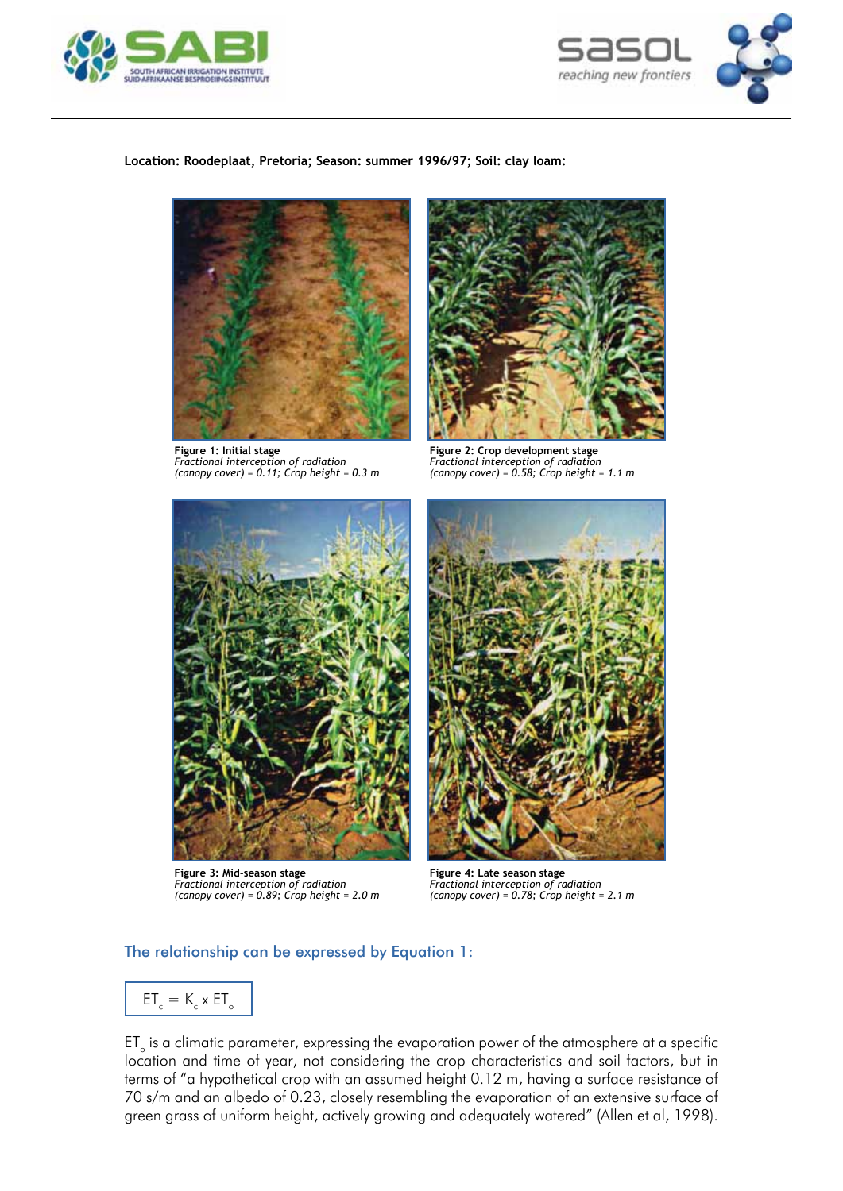**Location: Roodeplaat, Pretoria; Season: summer 1996/97; Soil: clay loam:**

**Figure 1: Initial stage**
*Fractional interception of radiation (canopy cover) = 0.11; Crop height = 0.3 m*

**Figure 2: Crop development stage**
*Fractional interception of radiation (canopy cover) = 0.58; Crop height = 1.1 m*

**Figure 3: Mid-season stage**
*Fractional interception of radiation (canopy cover) = 0.89; Crop height = 2.0 m*

**Figure 4: Late season stage**
*Fractional interception of radiation (canopy cover) = 0.78; Crop height = 2.1 m*

## The relationship can be expressed by Equation 1:

$$ET_c = K_c \times ET_o$$

$ET_o$ is a climatic parameter, expressing the evaporation power of the atmosphere at a specific location and time of year, not considering the crop characteristics and soil factors, but in terms of "a hypothetical crop with an assumed height 0.12 m, having a surface resistance of 70 s/m and an albedo of 0.23, closely resembling the evaporation of an extensive surface of green grass of uniform height, actively growing and adequately watered" (Allen et al, 1998).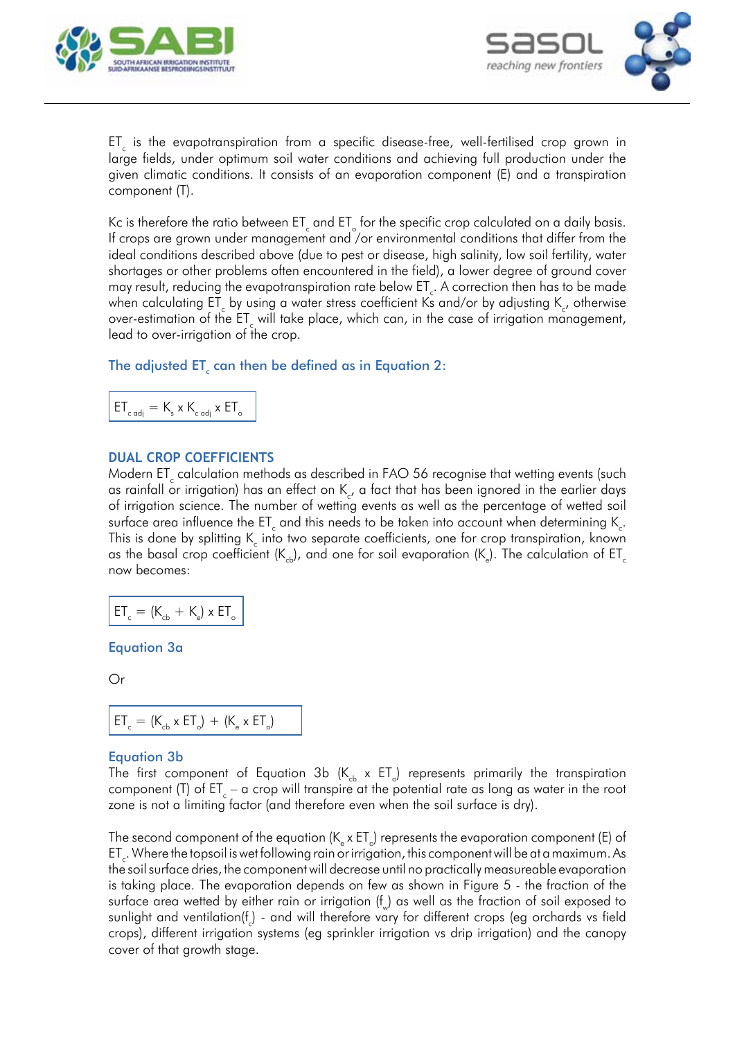$ET_c$ is the evapotranspiration from a specific disease-free, well-fertilised crop grown in large fields, under optimum soil water conditions and achieving full production under the given climatic conditions. It consists of an evaporation component (E) and a transpiration component (T).

Kc is therefore the ratio between $ET_c$ and $ET_o$ for the specific crop calculated on a daily basis. If crops are grown under management and /or environmental conditions that differ from the ideal conditions described above (due to pest or disease, high salinity, low soil fertility, water shortages or other problems often encountered in the field), a lower degree of ground cover may result, reducing the evapotranspiration rate below $ET_c$. A correction then has to be made when calculating $ET_c$ by using a water stress coefficient Ks and/or by adjusting $K_c$, otherwise over-estimation of the $ET_c$ will take place, which can, in the case of irrigation management, lead to over-irrigation of the crop.

The adjusted $ET_c$ can then be defined as in Equation 2:

$$ET_{c\ adj} = K_s \times K_{c\ adj} \times ET_o$$

## DUAL CROP COEFFICIENTS

Modern $ET_c$ calculation methods as described in FAO 56 recognise that wetting events (such as rainfall or irrigation) has an effect on $K_c$, a fact that has been ignored in the earlier days of irrigation science. The number of wetting events as well as the percentage of wetted soil surface area influence the $ET_c$ and this needs to be taken into account when determining $K_c$. This is done by splitting $K_c$ into two separate coefficients, one for crop transpiration, known as the basal crop coefficient ($K_{cb}$), and one for soil evaporation ($K_e$). The calculation of $ET_c$ now becomes:

$$ET_c = (K_{cb} + K_e) \times ET_o$$

Equation 3a

Or

$$ET_c = (K_{cb} \times ET_o) + (K_e \times ET_o)$$

Equation 3b

The first component of Equation 3b ($K_{cb}$ x $ET_o$) represents primarily the transpiration component (T) of $ET_c$ – a crop will transpire at the potential rate as long as water in the root zone is not a limiting factor (and therefore even when the soil surface is dry).

The second component of the equation ($K_e$ x $ET_o$) represents the evaporation component (E) of $ET_c$. Where the topsoil is wet following rain or irrigation, this component will be at a maximum. As the soil surface dries, the component will decrease until no practically measureable evaporation is taking place. The evaporation depends on few as shown in Figure 5 - the fraction of the surface area wetted by either rain or irrigation ($f_w$) as well as the fraction of soil exposed to sunlight and ventilation($f_c$) - and will therefore vary for different crops (eg orchards vs field crops), different irrigation systems (eg sprinkler irrigation vs drip irrigation) and the canopy cover of that growth stage.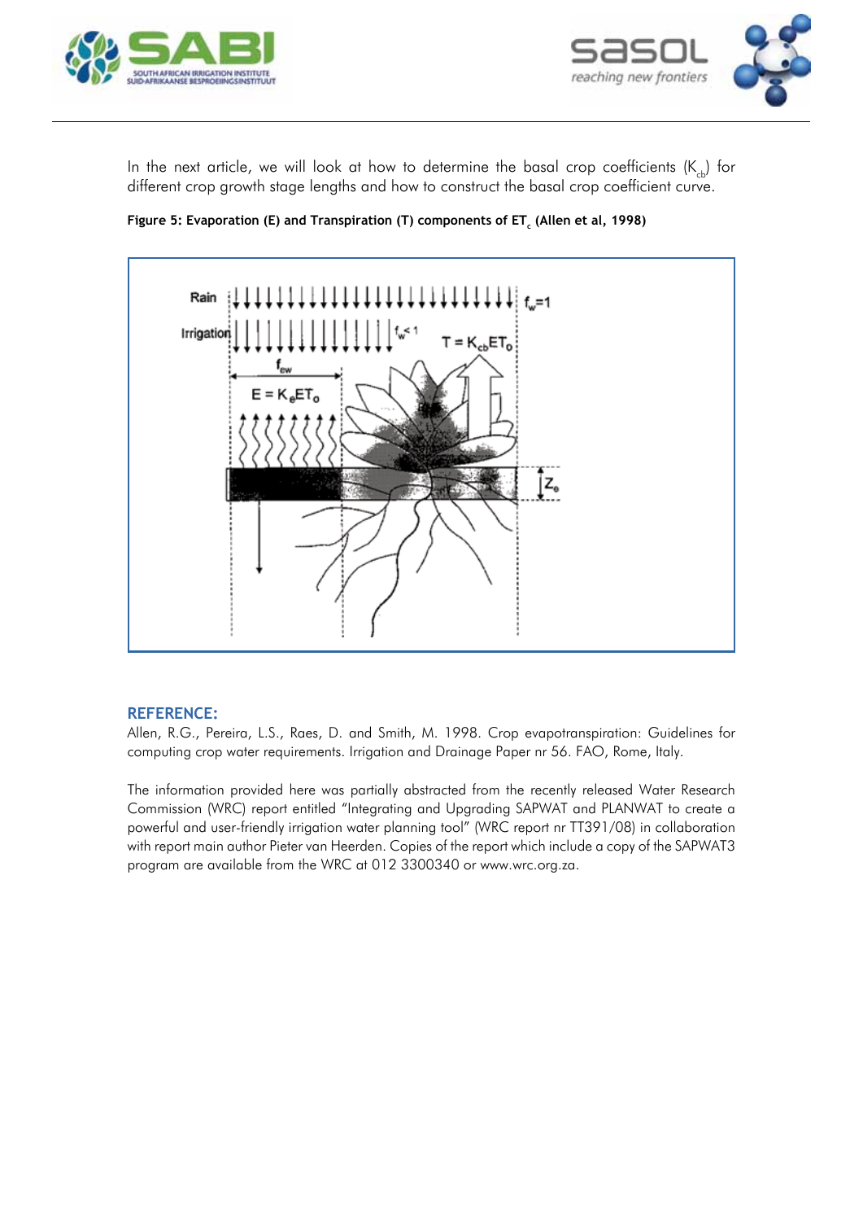In the next article, we will look at how to determine the basal crop coefficients ($K_{cb}$) for different crop growth stage lengths and how to construct the basal crop coefficient curve.

**Figure 5: Evaporation (E) and Transpiration (T) components of $ET_c$ (Allen et al, 1998)**

Rain

$f_w=1$

Irrigation

$f_w<1$

$T = K_{cb}ET_o$

$f_{ew}$

$E = K_eET_o$

$Z_e$

### REFERENCE:

Allen, R.G., Pereira, L.S., Raes, D. and Smith, M. 1998. Crop evapotranspiration: Guidelines for computing crop water requirements. Irrigation and Drainage Paper nr 56. FAO, Rome, Italy.

The information provided here was partially abstracted from the recently released Water Research Commission (WRC) report entitled "Integrating and Upgrading SAPWAT and PLANWAT to create a powerful and user-friendly irrigation water planning tool" (WRC report nr TT391/08) in collaboration with report main author Pieter van Heerden. Copies of the report which include a copy of the SAPWAT3 program are available from the WRC at 012 3300340 or www.wrc.org.za.